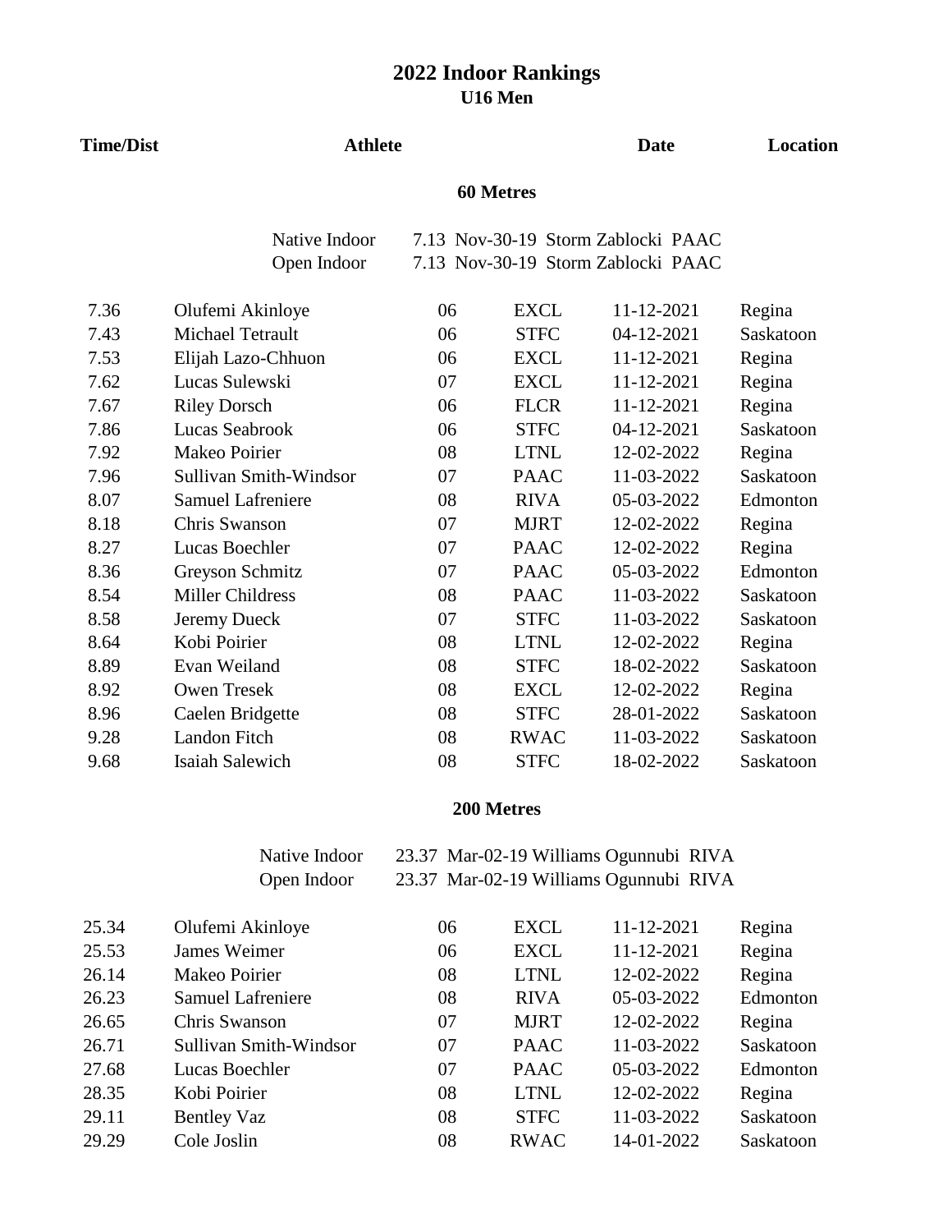# 2022 Indoor Rankings
## U16 Men

| Time/Dist | Athlete | | | Date | Location |
|---|---|---|---|---|---|

### 60 Metres

Native Indoor 7.13 Nov-30-19 Storm Zablocki PAAC
Open Indoor 7.13 Nov-30-19 Storm Zablocki PAAC

| Time/Dist | Athlete | | | Date | Location |
|---|---|---|---|---|---|
| 7.36 | Olufemi Akinloye | 06 | EXCL | 11-12-2021 | Regina |
| 7.43 | Michael Tetrault | 06 | STFC | 04-12-2021 | Saskatoon |
| 7.53 | Elijah Lazo-Chhuon | 06 | EXCL | 11-12-2021 | Regina |
| 7.62 | Lucas Sulewski | 07 | EXCL | 11-12-2021 | Regina |
| 7.67 | Riley Dorsch | 06 | FLCR | 11-12-2021 | Regina |
| 7.86 | Lucas Seabrook | 06 | STFC | 04-12-2021 | Saskatoon |
| 7.92 | Makeo Poirier | 08 | LTNL | 12-02-2022 | Regina |
| 7.96 | Sullivan Smith-Windsor | 07 | PAAC | 11-03-2022 | Saskatoon |
| 8.07 | Samuel Lafreniere | 08 | RIVA | 05-03-2022 | Edmonton |
| 8.18 | Chris Swanson | 07 | MJRT | 12-02-2022 | Regina |
| 8.27 | Lucas Boechler | 07 | PAAC | 12-02-2022 | Regina |
| 8.36 | Greyson Schmitz | 07 | PAAC | 05-03-2022 | Edmonton |
| 8.54 | Miller Childress | 08 | PAAC | 11-03-2022 | Saskatoon |
| 8.58 | Jeremy Dueck | 07 | STFC | 11-03-2022 | Saskatoon |
| 8.64 | Kobi Poirier | 08 | LTNL | 12-02-2022 | Regina |
| 8.89 | Evan Weiland | 08 | STFC | 18-02-2022 | Saskatoon |
| 8.92 | Owen Tresek | 08 | EXCL | 12-02-2022 | Regina |
| 8.96 | Caelen Bridgette | 08 | STFC | 28-01-2022 | Saskatoon |
| 9.28 | Landon Fitch | 08 | RWAC | 11-03-2022 | Saskatoon |
| 9.68 | Isaiah Salewich | 08 | STFC | 18-02-2022 | Saskatoon |

### 200 Metres

Native Indoor 23.37 Mar-02-19 Williams Ogunnubi RIVA
Open Indoor 23.37 Mar-02-19 Williams Ogunnubi RIVA

| Time/Dist | Athlete | | | Date | Location |
|---|---|---|---|---|---|
| 25.34 | Olufemi Akinloye | 06 | EXCL | 11-12-2021 | Regina |
| 25.53 | James Weimer | 06 | EXCL | 11-12-2021 | Regina |
| 26.14 | Makeo Poirier | 08 | LTNL | 12-02-2022 | Regina |
| 26.23 | Samuel Lafreniere | 08 | RIVA | 05-03-2022 | Edmonton |
| 26.65 | Chris Swanson | 07 | MJRT | 12-02-2022 | Regina |
| 26.71 | Sullivan Smith-Windsor | 07 | PAAC | 11-03-2022 | Saskatoon |
| 27.68 | Lucas Boechler | 07 | PAAC | 05-03-2022 | Edmonton |
| 28.35 | Kobi Poirier | 08 | LTNL | 12-02-2022 | Regina |
| 29.11 | Bentley Vaz | 08 | STFC | 11-03-2022 | Saskatoon |
| 29.29 | Cole Joslin | 08 | RWAC | 14-01-2022 | Saskatoon |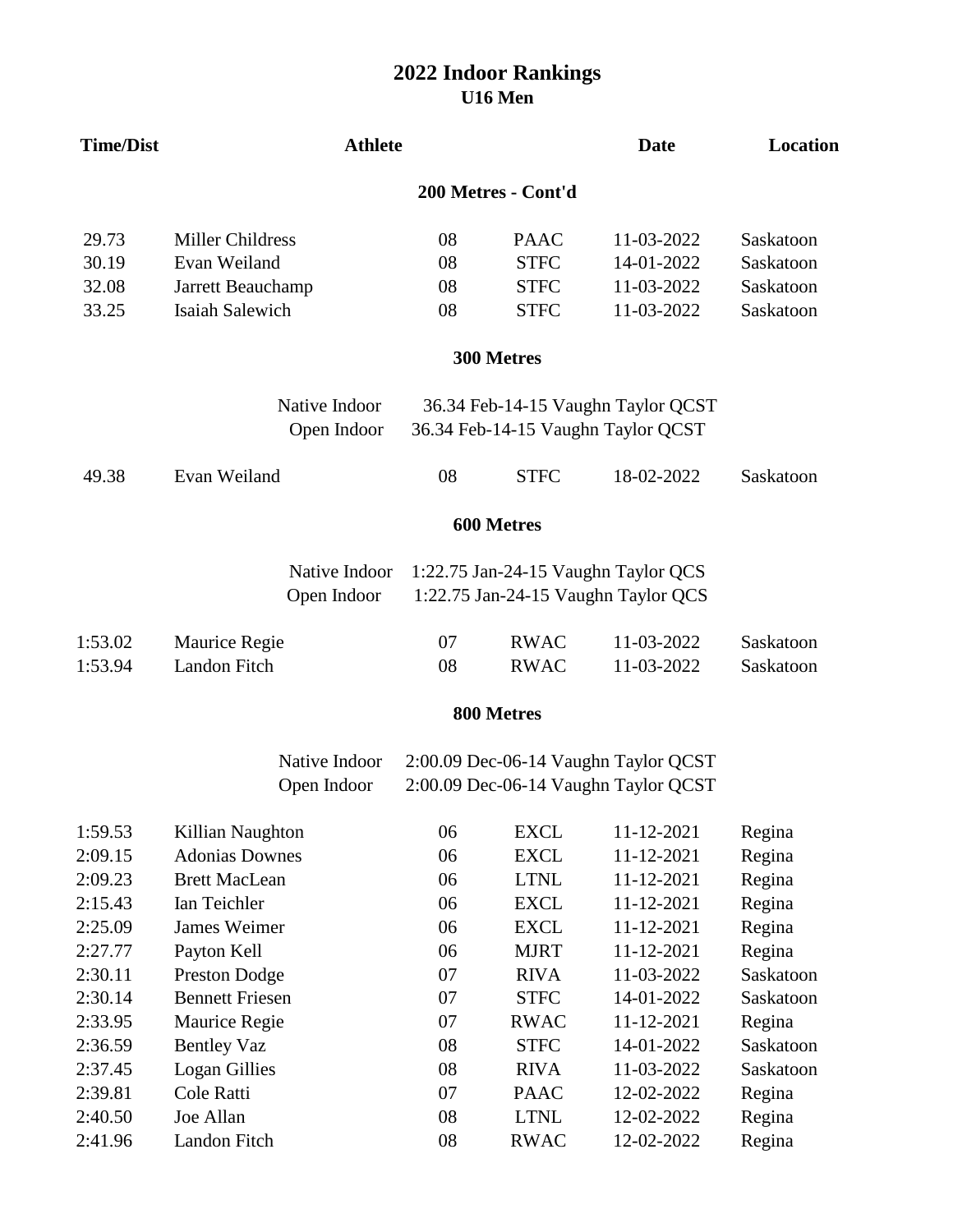# 2022 Indoor Rankings
## U16 Men

| Time/Dist | Athlete | | | Date | Location |
|---|---|---|---|---|---|

### 200 Metres - Cont'd

| Time/Dist | Athlete | | | Date | Location |
|---|---|---|---|---|---|
| 29.73 | Miller Childress | 08 | PAAC | 11-03-2022 | Saskatoon |
| 30.19 | Evan Weiland | 08 | STFC | 14-01-2022 | Saskatoon |
| 32.08 | Jarrett Beauchamp | 08 | STFC | 11-03-2022 | Saskatoon |
| 33.25 | Isaiah Salewich | 08 | STFC | 11-03-2022 | Saskatoon |

### 300 Metres

Native Indoor 36.34 Feb-14-15 Vaughn Taylor QCST
Open Indoor 36.34 Feb-14-15 Vaughn Taylor QCST

| Time/Dist | Athlete | | | Date | Location |
|---|---|---|---|---|---|
| 49.38 | Evan Weiland | 08 | STFC | 18-02-2022 | Saskatoon |

### 600 Metres

Native Indoor 1:22.75 Jan-24-15 Vaughn Taylor QCS
Open Indoor 1:22.75 Jan-24-15 Vaughn Taylor QCS

| Time/Dist | Athlete | | | Date | Location |
|---|---|---|---|---|---|
| 1:53.02 | Maurice Regie | 07 | RWAC | 11-03-2022 | Saskatoon |
| 1:53.94 | Landon Fitch | 08 | RWAC | 11-03-2022 | Saskatoon |

### 800 Metres

Native Indoor 2:00.09 Dec-06-14 Vaughn Taylor QCST
Open Indoor 2:00.09 Dec-06-14 Vaughn Taylor QCST

| Time/Dist | Athlete | | | Date | Location |
|---|---|---|---|---|---|
| 1:59.53 | Killian Naughton | 06 | EXCL | 11-12-2021 | Regina |
| 2:09.15 | Adonias Downes | 06 | EXCL | 11-12-2021 | Regina |
| 2:09.23 | Brett MacLean | 06 | LTNL | 11-12-2021 | Regina |
| 2:15.43 | Ian Teichler | 06 | EXCL | 11-12-2021 | Regina |
| 2:25.09 | James Weimer | 06 | EXCL | 11-12-2021 | Regina |
| 2:27.77 | Payton Kell | 06 | MJRT | 11-12-2021 | Regina |
| 2:30.11 | Preston Dodge | 07 | RIVA | 11-03-2022 | Saskatoon |
| 2:30.14 | Bennett Friesen | 07 | STFC | 14-01-2022 | Saskatoon |
| 2:33.95 | Maurice Regie | 07 | RWAC | 11-12-2021 | Regina |
| 2:36.59 | Bentley Vaz | 08 | STFC | 14-01-2022 | Saskatoon |
| 2:37.45 | Logan Gillies | 08 | RIVA | 11-03-2022 | Saskatoon |
| 2:39.81 | Cole Ratti | 07 | PAAC | 12-02-2022 | Regina |
| 2:40.50 | Joe Allan | 08 | LTNL | 12-02-2022 | Regina |
| 2:41.96 | Landon Fitch | 08 | RWAC | 12-02-2022 | Regina |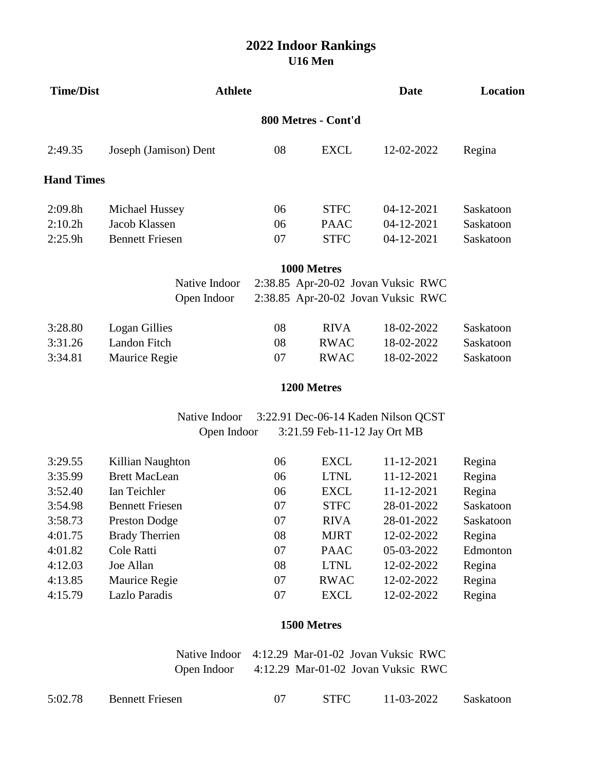# 2022 Indoor Rankings

## U16 Men

| Time/Dist | Athlete | | | Date | Location |
|---|---|---|---|---|---|

### 800 Metres - Cont'd

| Time/Dist | Athlete | | | Date | Location |
|---|---|---|---|---|---|
| 2:49.35 | Joseph (Jamison) Dent | 08 | EXCL | 12-02-2022 | Regina |

**Hand Times**

| Time/Dist | Athlete | | | Date | Location |
|---|---|---|---|---|---|
| 2:09.8h | Michael Hussey | 06 | STFC | 04-12-2021 | Saskatoon |
| 2:10.2h | Jacob Klassen | 06 | PAAC | 04-12-2021 | Saskatoon |
| 2:25.9h | Bennett Friesen | 07 | STFC | 04-12-2021 | Saskatoon |

### 1000 Metres

Native Indoor 2:38.85 Apr-20-02 Jovan Vuksic RWC
Open Indoor 2:38.85 Apr-20-02 Jovan Vuksic RWC

| Time/Dist | Athlete | | | Date | Location |
|---|---|---|---|---|---|
| 3:28.80 | Logan Gillies | 08 | RIVA | 18-02-2022 | Saskatoon |
| 3:31.26 | Landon Fitch | 08 | RWAC | 18-02-2022 | Saskatoon |
| 3:34.81 | Maurice Regie | 07 | RWAC | 18-02-2022 | Saskatoon |

### 1200 Metres

Native Indoor 3:22.91 Dec-06-14 Kaden Nilson QCST
Open Indoor 3:21.59 Feb-11-12 Jay Ort MB

| Time/Dist | Athlete | | | Date | Location |
|---|---|---|---|---|---|
| 3:29.55 | Killian Naughton | 06 | EXCL | 11-12-2021 | Regina |
| 3:35.99 | Brett MacLean | 06 | LTNL | 11-12-2021 | Regina |
| 3:52.40 | Ian Teichler | 06 | EXCL | 11-12-2021 | Regina |
| 3:54.98 | Bennett Friesen | 07 | STFC | 28-01-2022 | Saskatoon |
| 3:58.73 | Preston Dodge | 07 | RIVA | 28-01-2022 | Saskatoon |
| 4:01.75 | Brady Therrien | 08 | MJRT | 12-02-2022 | Regina |
| 4:01.82 | Cole Ratti | 07 | PAAC | 05-03-2022 | Edmonton |
| 4:12.03 | Joe Allan | 08 | LTNL | 12-02-2022 | Regina |
| 4:13.85 | Maurice Regie | 07 | RWAC | 12-02-2022 | Regina |
| 4:15.79 | Lazlo Paradis | 07 | EXCL | 12-02-2022 | Regina |

### 1500 Metres

Native Indoor 4:12.29 Mar-01-02 Jovan Vuksic RWC
Open Indoor 4:12.29 Mar-01-02 Jovan Vuksic RWC

| Time/Dist | Athlete | | | Date | Location |
|---|---|---|---|---|---|
| 5:02.78 | Bennett Friesen | 07 | STFC | 11-03-2022 | Saskatoon |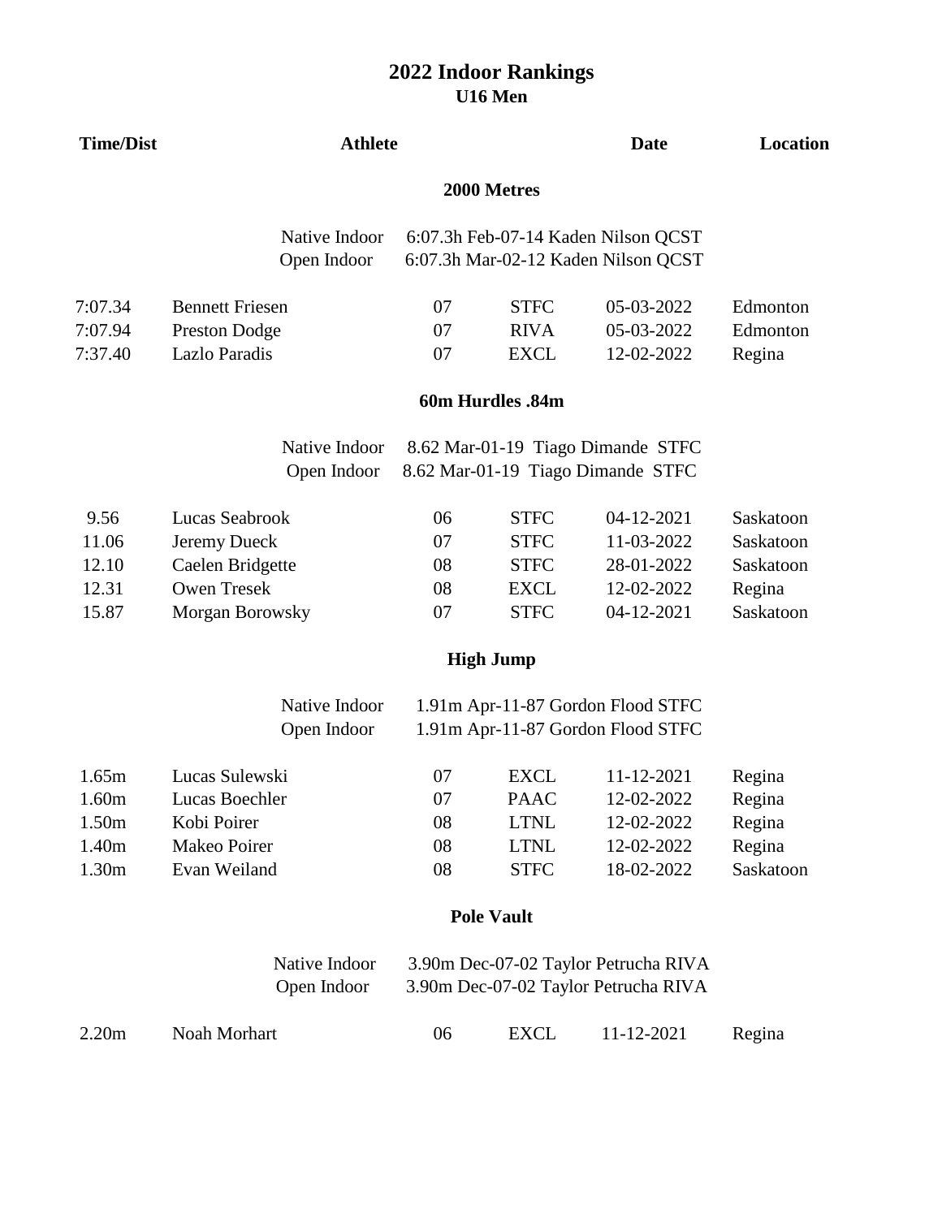# 2022 Indoor Rankings

## U16 Men

| Time/Dist | Athlete | | | Date | Location |
|---|---|---|---|---|---|

### 2000 Metres

Native Indoor 6:07.3h Feb-07-14 Kaden Nilson QCST
Open Indoor 6:07.3h Mar-02-12 Kaden Nilson QCST

| Time/Dist | Athlete | | | Date | Location |
|---|---|---|---|---|---|
| 7:07.34 | Bennett Friesen | 07 | STFC | 05-03-2022 | Edmonton |
| 7:07.94 | Preston Dodge | 07 | RIVA | 05-03-2022 | Edmonton |
| 7:37.40 | Lazlo Paradis | 07 | EXCL | 12-02-2022 | Regina |

### 60m Hurdles .84m

Native Indoor 8.62 Mar-01-19 Tiago Dimande STFC
Open Indoor 8.62 Mar-01-19 Tiago Dimande STFC

| Time/Dist | Athlete | | | Date | Location |
|---|---|---|---|---|---|
| 9.56 | Lucas Seabrook | 06 | STFC | 04-12-2021 | Saskatoon |
| 11.06 | Jeremy Dueck | 07 | STFC | 11-03-2022 | Saskatoon |
| 12.10 | Caelen Bridgette | 08 | STFC | 28-01-2022 | Saskatoon |
| 12.31 | Owen Tresek | 08 | EXCL | 12-02-2022 | Regina |
| 15.87 | Morgan Borowsky | 07 | STFC | 04-12-2021 | Saskatoon |

### High Jump

Native Indoor 1.91m Apr-11-87 Gordon Flood STFC
Open Indoor 1.91m Apr-11-87 Gordon Flood STFC

| Time/Dist | Athlete | | | Date | Location |
|---|---|---|---|---|---|
| 1.65m | Lucas Sulewski | 07 | EXCL | 11-12-2021 | Regina |
| 1.60m | Lucas Boechler | 07 | PAAC | 12-02-2022 | Regina |
| 1.50m | Kobi Poirer | 08 | LTNL | 12-02-2022 | Regina |
| 1.40m | Makeo Poirer | 08 | LTNL | 12-02-2022 | Regina |
| 1.30m | Evan Weiland | 08 | STFC | 18-02-2022 | Saskatoon |

### Pole Vault

Native Indoor 3.90m Dec-07-02 Taylor Petrucha RIVA
Open Indoor 3.90m Dec-07-02 Taylor Petrucha RIVA

| Time/Dist | Athlete | | | Date | Location |
|---|---|---|---|---|---|
| 2.20m | Noah Morhart | 06 | EXCL | 11-12-2021 | Regina |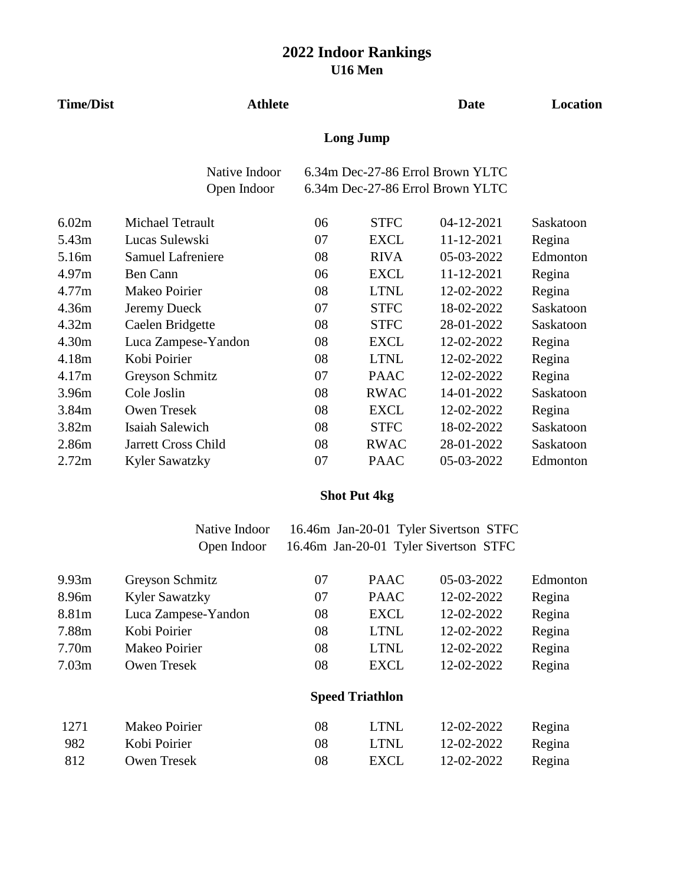# 2022 Indoor Rankings

## U16 Men

| Time/Dist | Athlete | | | Date | Location |
|---|---|---|---|---|---|

### Long Jump

Native Indoor 6.34m Dec-27-86 Errol Brown YLTC
Open Indoor 6.34m Dec-27-86 Errol Brown YLTC

| Time/Dist | Athlete | | | Date | Location |
|---|---|---|---|---|---|
| 6.02m | Michael Tetrault | 06 | STFC | 04-12-2021 | Saskatoon |
| 5.43m | Lucas Sulewski | 07 | EXCL | 11-12-2021 | Regina |
| 5.16m | Samuel Lafreniere | 08 | RIVA | 05-03-2022 | Edmonton |
| 4.97m | Ben Cann | 06 | EXCL | 11-12-2021 | Regina |
| 4.77m | Makeo Poirier | 08 | LTNL | 12-02-2022 | Regina |
| 4.36m | Jeremy Dueck | 07 | STFC | 18-02-2022 | Saskatoon |
| 4.32m | Caelen Bridgette | 08 | STFC | 28-01-2022 | Saskatoon |
| 4.30m | Luca Zampese-Yandon | 08 | EXCL | 12-02-2022 | Regina |
| 4.18m | Kobi Poirier | 08 | LTNL | 12-02-2022 | Regina |
| 4.17m | Greyson Schmitz | 07 | PAAC | 12-02-2022 | Regina |
| 3.96m | Cole Joslin | 08 | RWAC | 14-01-2022 | Saskatoon |
| 3.84m | Owen Tresek | 08 | EXCL | 12-02-2022 | Regina |
| 3.82m | Isaiah Salewich | 08 | STFC | 18-02-2022 | Saskatoon |
| 2.86m | Jarrett Cross Child | 08 | RWAC | 28-01-2022 | Saskatoon |
| 2.72m | Kyler Sawatzky | 07 | PAAC | 05-03-2022 | Edmonton |

### Shot Put 4kg

Native Indoor 16.46m Jan-20-01 Tyler Sivertson STFC
Open Indoor 16.46m Jan-20-01 Tyler Sivertson STFC

| Time/Dist | Athlete | | | Date | Location |
|---|---|---|---|---|---|
| 9.93m | Greyson Schmitz | 07 | PAAC | 05-03-2022 | Edmonton |
| 8.96m | Kyler Sawatzky | 07 | PAAC | 12-02-2022 | Regina |
| 8.81m | Luca Zampese-Yandon | 08 | EXCL | 12-02-2022 | Regina |
| 7.88m | Kobi Poirier | 08 | LTNL | 12-02-2022 | Regina |
| 7.70m | Makeo Poirier | 08 | LTNL | 12-02-2022 | Regina |
| 7.03m | Owen Tresek | 08 | EXCL | 12-02-2022 | Regina |

### Speed Triathlon

| Time/Dist | Athlete | | | Date | Location |
|---|---|---|---|---|---|
| 1271 | Makeo Poirier | 08 | LTNL | 12-02-2022 | Regina |
| 982 | Kobi Poirier | 08 | LTNL | 12-02-2022 | Regina |
| 812 | Owen Tresek | 08 | EXCL | 12-02-2022 | Regina |